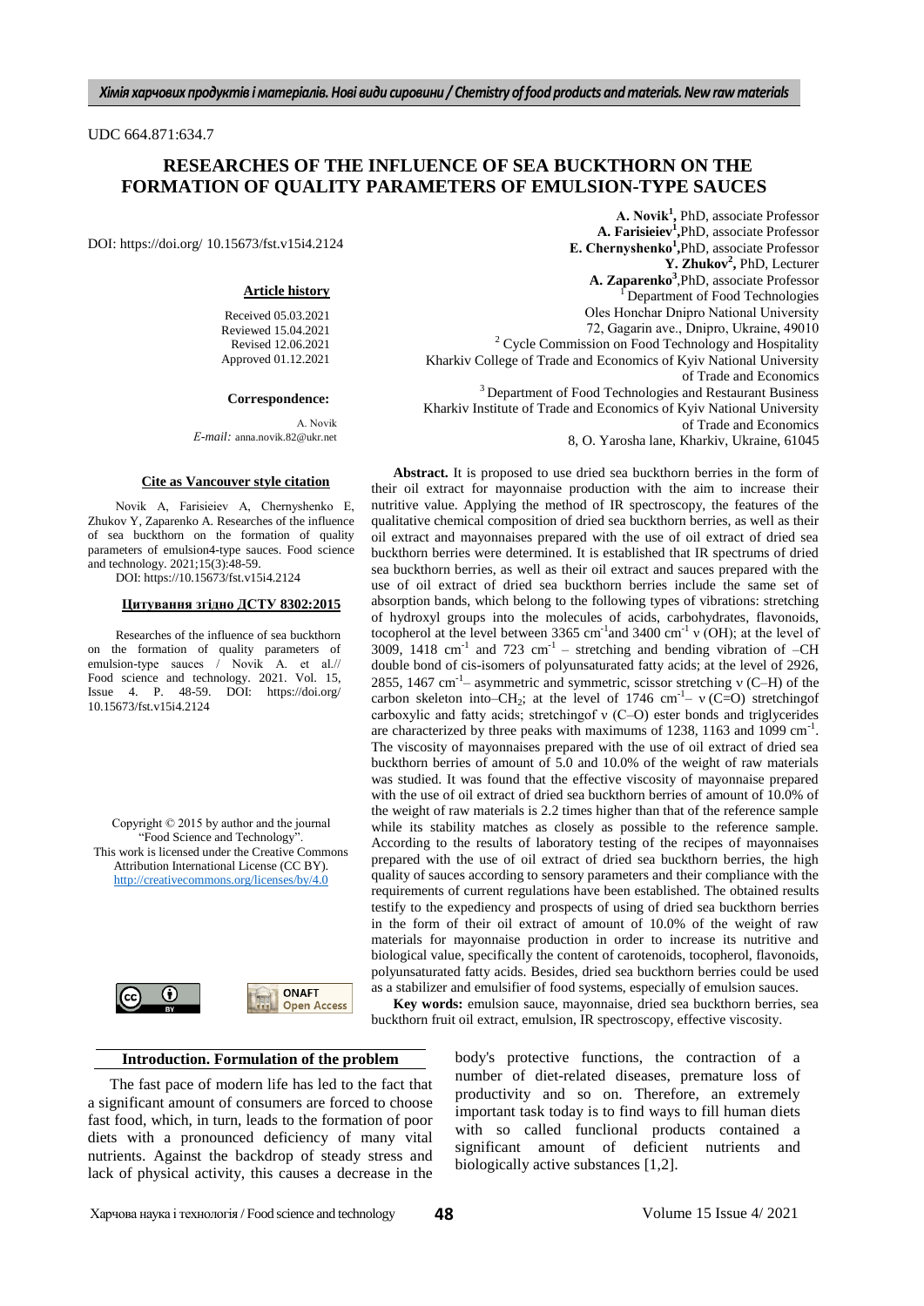UDC 664.871:634.7

# RESEARCHES OF THE INFLUENCE OF SEA BUCKTHORN ON THE FORMATION OF QUALITY PARAMETERS OF EMULSION-TYPE SAUCES

DOI: https://doi.org/ 10.15673/fst.v15i4.2124

**A. Novik[1]**, PhD, associate Professor
**A. Farisieiev[1]**, PhD, associate Professor
**E. Chernyshenko[1]**, PhD, associate Professor
**Y. Zhukov[2]**, PhD, Lecturer
**A. Zaparenko[3]**, PhD, associate Professor

[1] Department of Food Technologies
Oles Honchar Dnipro National University
72, Gagarin ave., Dnipro, Ukraine, 49010

[2] Cycle Commission on Food Technology and Hospitality
Kharkiv College of Trade and Economics of Kyiv National University of Trade and Economics

[3] Department of Food Technologies and Restaurant Business
Kharkiv Institute of Trade and Economics of Kyiv National University of Trade and Economics
8, O. Yarosha lane, Kharkiv, Ukraine, 61045

**Article history**

Received 05.03.2021
Reviewed 15.04.2021
Revised 12.06.2021
Approved 01.12.2021

**Correspondence:**

A. Novik
*E-mail:* anna.novik.82@ukr.net

**Cite as Vancouver style citation**

Novik A, Farisieiev A, Chernyshenko E, Zhukov Y, Zaparenko A. Researches of the influence of sea buckthorn on the formation of quality parameters of emulsion4-type sauces. Food science and technology. 2021;15(3):48-59.
DOI: https://doi.org/10.15673/fst.v15i4.2124

**Цитування згідно ДСТУ 8302:2015**

Researches of the influence of sea buckthorn on the formation of quality parameters of emulsion-type sauces / Novik A. et al.// Food science and technology. 2021. Vol. 15, Issue 4. P. 48-59. DOI: https://doi.org/ 10.15673/fst.v15i4.2124

Copyright © 2015 by author and the journal "Food Science and Technology".
This work is licensed under the Creative Commons Attribution International License (CC BY).
http://creativecommons.org/licenses/by/4.0

**Abstract.** It is proposed to use dried sea buckthorn berries in the form of their oil extract for mayonnaise production with the aim to increase their nutritive value. Applying the method of IR spectroscopy, the features of the qualitative chemical composition of dried sea buckthorn berries, as well as their oil extract and mayonnaises prepared with the use of oil extract of dried sea buckthorn berries were determined. It is established that IR spectrums of dried sea buckthorn berries, as well as their oil extract and sauces prepared with the use of oil extract of dried sea buckthorn berries include the same set of absorption bands, which belong to the following types of vibrations: stretching of hydroxyl groups into the molecules of acids, carbohydrates, flavonoids, tocopherol at the level between 3365 $cm^{-1}$and 3400 $cm^{-1}$ ν (OH); at the level of 3009, 1418 $cm^{-1}$ and 723 $cm^{-1}$ – stretching and bending vibration of –CH double bond of cis-isomers of polyunsaturated fatty acids; at the level of 2926, 2855, 1467 $cm^{-1}$– asymmetric and symmetric, scissor stretching ν (C–H) of the carbon skeleton into–$CH_2$; at the level of 1746 $cm^{-1}$– ν (C=O) stretchingof carboxylic and fatty acids; stretchingof ν (C–O) ester bonds and triglycerides are characterized by three peaks with maximums of 1238, 1163 and 1099 $cm^{-1}$. The viscosity of mayonnaises prepared with the use of oil extract of dried sea buckthorn berries of amount of 5.0 and 10.0% of the weight of raw materials was studied. It was found that the effective viscosity of mayonnaise prepared with the use of oil extract of dried sea buckthorn berries of amount of 10.0% of the weight of raw materials is 2.2 times higher than that of the reference sample while its stability matches as closely as possible to the reference sample. According to the results of laboratory testing of the recipes of mayonnaises prepared with the use of oil extract of dried sea buckthorn berries, the high quality of sauces according to sensory parameters and their compliance with the requirements of current regulations have been established. The obtained results testify to the expediency and prospects of using of dried sea buckthorn berries in the form of their oil extract of amount of 10.0% of the weight of raw materials for mayonnaise production in order to increase its nutritive and biological value, specifically the content of carotenoids, tocopherol, flavonoids, polyunsaturated fatty acids. Besides, dried sea buckthorn berries could be used as a stabilizer and emulsifier of food systems, especially of emulsion sauces.

**Key words:** emulsion sauce, mayonnaise, dried sea buckthorn berries, sea buckthorn fruit oil extract, emulsion, IR spectroscopy, effective viscosity.

## Introduction. Formulation of the problem

The fast pace of modern life has led to the fact that a significant amount of consumers are forced to choose fast food, which, in turn, leads to the formation of poor diets with a pronounced deficiency of many vital nutrients. Against the backdrop of steady stress and lack of physical activity, this causes a decrease in the body's protective functions, the contraction of a number of diet-related diseases, premature loss of productivity and so on. Therefore, an extremely important task today is to find ways to fill human diets with so called functional products contained a significant amount of deficient nutrients and biologically active substances [1,2].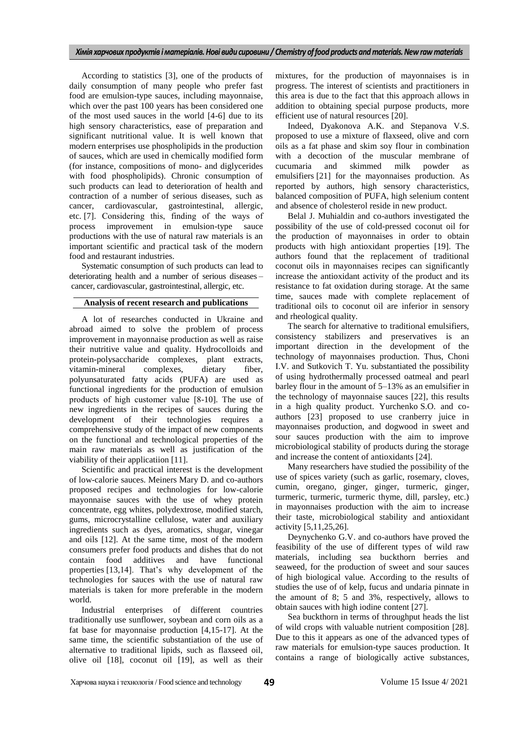According to statistics [3], one of the products of daily consumption of many people who prefer fast food are emulsion-type sauces, including mayonnaise, which over the past 100 years has been considered one of the most used sauces in the world [4-6] due to its high sensory characteristics, ease of preparation and significant nutritional value. It is well known that modern enterprises use phospholipids in the production of sauces, which are used in chemically modified form (for instance, compositions of mono- and diglycerides with food phospholipids). Chronic consumption of such products can lead to deterioration of health and contraction of a number of serious diseases, such as cancer, cardiovascular, gastrointestinal, allergic, etc. [7]. Considering this, finding of the ways of process improvement in emulsion-type sauce productions with the use of natural raw materials is an important scientific and practical task of the modern food and restaurant industries.

Systematic consumption of such products can lead to deteriorating health and a number of serious diseases – cancer, cardiovascular, gastrointestinal, allergic, etc.

## Analysis of recent research and publications

A lot of researches conducted in Ukraine and abroad aimed to solve the problem of process improvement in mayonnaise production as well as raise their nutritive value and quality. Hydrocolloids and protein-polysaccharide complexes, plant extracts, vitamin-mineral complexes, dietary fiber, polyunsaturated fatty acids (PUFA) are used as functional ingredients for the production of emulsion products of high customer value [8-10]. The use of new ingredients in the recipes of sauces during the development of their technologies requires a comprehensive study of the impact of new components on the functional and technological properties of the main raw materials as well as justification of the viability of their applicatiion [11].

Scientific and practical interest is the development of low-calorie sauces. Meiners Mary D. and co-authors proposed recipes and technologies for low-calorie mayonnaise sauces with the use of whey protein concentrate, egg whites, polydextrose, modified starch, gums, microcrystalline cellulose, water and auxiliary ingredients such as dyes, aromatics, shugar, vinegar and oils [12]. At the same time, most of the modern consumers prefer food products and dishes that do not contain food additives and have functional properties [13,14]. That's why development of the technologies for sauces with the use of natural raw materials is taken for more preferable in the modern world.

Industrial enterprises of different countries traditionally use sunflower, soybean and corn oils as a fat base for mayonnaise production [4,15-17]. At the same time, the scientific substantiation of the use of alternative to traditional lipids, such as flaxseed oil, olive oil [18], coconut oil [19], as well as their mixtures, for the production of mayonnaises is in progress. The interest of scientists and practitioners in this area is due to the fact that this approach allows in addition to obtaining special purpose products, more efficient use of natural resources [20].

Indeed, Dyakonova A.K. and Stepanova V.S. proposed to use a mixture of flaxseed, olive and corn oils as a fat phase and skim soy flour in combination with a decoction of the muscular membrane of cucumaria and skimmed milk powder as emulsifiers [21] for the mayonnaises production. As reported by authors, high sensory characteristics, balanced composition of PUFA, high selenium content and absence of cholesterol reside in new product.

Belal J. Muhialdin and co-authors investigated the possibility of the use of cold-pressed coconut oil for the production of mayonnaises in order to obtain products with high antioxidant properties [19]. The authors found that the replacement of traditional coconut oils in mayonnaises recipes can significantly increase the antioxidant activity of the product and its resistance to fat oxidation during storage. At the same time, sauces made with complete replacement of traditional oils to coconut oil are inferior in sensory and rheological quality.

The search for alternative to traditional emulsifiers, consistency stabilizers and preservatives is an important direction in the development of the technology of mayonnaises production. Thus, Choni I.V. and Sutkovich T. Yu. substantiated the possibility of using hydrothermally processed oatmeal and pearl barley flour in the amount of 5–13% as an emulsifier in the technology of mayonnaise sauces [22], this results in a high quality product. Yurchenko S.O. and co-authors [23] proposed to use cranberry juice in mayonnaises production, and dogwood in sweet and sour sauces production with the aim to improve microbiological stability of products during the storage and increase the content of antioxidants [24].

Many researchers have studied the possibility of the use of spices variety (such as garlic, rosemary, cloves, cumin, oregano, ginger, ginger, turmeric, ginger, turmeric, turmeric, turmeric thyme, dill, parsley, etc.) in mayonnaises production with the aim to increase their taste, microbiological stability and antioxidant activity [5,11,25,26].

Deynychenko G.V. and co-authors have proved the feasibility of the use of different types of wild raw materials, including sea buckthorn berries and seaweed, for the production of sweet and sour sauces of high biological value. According to the results of studies the use of of kelp, fucus and undaria pinnate in the amount of 8; 5 and 3%, respectively, allows to obtain sauces with high iodine content [27].

Sea buckthorn in terms of throughput heads the list of wild crops with valuable nutrient composition [28]. Due to this it appears as one of the advanced types of raw materials for emulsion-type sauces production. It contains a range of biologically active substances,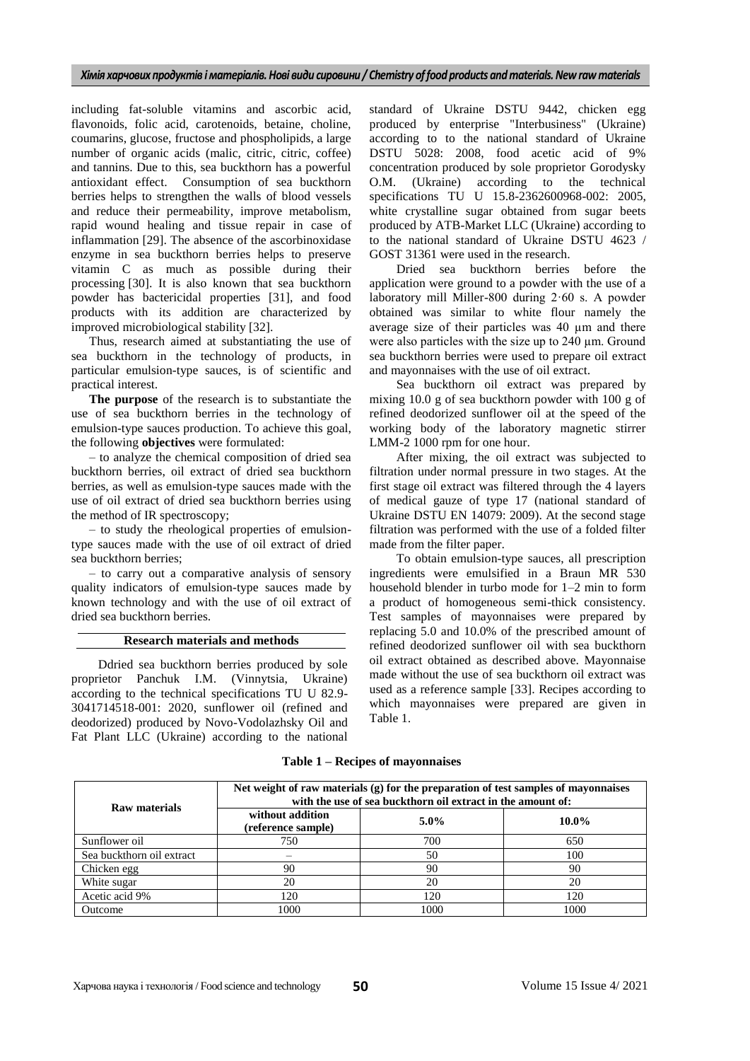including fat-soluble vitamins and ascorbic acid, flavonoids, folic acid, carotenoids, betaine, choline, coumarins, glucose, fructose and phospholipids, a large number of organic acids (malic, citric, citric, coffee) and tannins. Due to this, sea buckthorn has a powerful antioxidant effect. Consumption of sea buckthorn berries helps to strengthen the walls of blood vessels and reduce their permeability, improve metabolism, rapid wound healing and tissue repair in case of inflammation [29]. The absence of the ascorbinoxidase enzyme in sea buckthorn berries helps to preserve vitamin C as much as possible during their processing [30]. It is also known that sea buckthorn powder has bactericidal properties [31], and food products with its addition are characterized by improved microbiological stability [32].

Thus, research aimed at substantiating the use of sea buckthorn in the technology of products, in particular emulsion-type sauces, is of scientific and practical interest.

**The purpose** of the research is to substantiate the use of sea buckthorn berries in the technology of emulsion-type sauces production. To achieve this goal, the following **objectives** were formulated:

– to analyze the chemical composition of dried sea buckthorn berries, oil extract of dried sea buckthorn berries, as well as emulsion-type sauces made with the use of oil extract of dried sea buckthorn berries using the method of IR spectroscopy;

– to study the rheological properties of emulsion-type sauces made with the use of oil extract of dried sea buckthorn berries;

– to carry out a comparative analysis of sensory quality indicators of emulsion-type sauces made by known technology and with the use of oil extract of dried sea buckthorn berries.

## Research materials and methods

Ddried sea buckthorn berries produced by sole proprietor Panchuk I.M. (Vinnytsia, Ukraine) according to the technical specifications TU U 82.9-3041714518-001: 2020, sunflower oil (refined and deodorized) produced by Novo-Vodolazhsky Oil and Fat Plant LLC (Ukraine) according to the national standard of Ukraine DSTU 9442, chicken egg produced by enterprise "Interbusiness" (Ukraine) according to to the national standard of Ukraine DSTU 5028: 2008, food acetic acid of 9% concentration produced by sole proprietor Gorodysky O.M. (Ukraine) according to the technical specifications TU U 15.8-2362600968-002: 2005, white crystalline sugar obtained from sugar beets produced by ATB-Market LLC (Ukraine) according to to the national standard of Ukraine DSTU 4623 / GOST 31361 were used in the research.

Dried sea buckthorn berries before the application were ground to a powder with the use of a laboratory mill Miller-800 during 2·60 s. A powder obtained was similar to white flour namely the average size of their particles was 40 µm and there were also particles with the size up to 240 µm. Ground sea buckthorn berries were used to prepare oil extract and mayonnaises with the use of oil extract.

Sea buckthorn oil extract was prepared by mixing 10.0 g of sea buckthorn powder with 100 g of refined deodorized sunflower oil at the speed of the working body of the laboratory magnetic stirrer LMM-2 1000 rpm for one hour.

After mixing, the oil extract was subjected to filtration under normal pressure in two stages. At the first stage oil extract was filtered through the 4 layers of medical gauze of type 17 (national standard of Ukraine DSTU EN 14079: 2009). At the second stage filtration was performed with the use of a folded filter made from the filter paper.

To obtain emulsion-type sauces, all prescription ingredients were emulsified in a Braun MR 530 household blender in turbo mode for 1–2 min to form a product of homogeneous semi-thick consistency. Test samples of mayonnaises were prepared by replacing 5.0 and 10.0% of the prescribed amount of refined deodorized sunflower oil with sea buckthorn oil extract obtained as described above. Mayonnaise made without the use of sea buckthorn oil extract was used as a reference sample [33]. Recipes according to which mayonnaises were prepared are given in Table 1.

**Table 1 – Recipes of mayonnaises**

| Raw materials | Net weight of raw materials (g) for the preparation of test samples of mayonnaises with the use of sea buckthorn oil extract in the amount of: | | |
|---|---|---|---|
| | without addition (reference sample) | 5.0% | 10.0% |
| Sunflower oil | 750 | 700 | 650 |
| Sea buckthorn oil extract | – | 50 | 100 |
| Chicken egg | 90 | 90 | 90 |
| White sugar | 20 | 20 | 20 |
| Acetic acid 9% | 120 | 120 | 120 |
| Outcome | 1000 | 1000 | 1000 |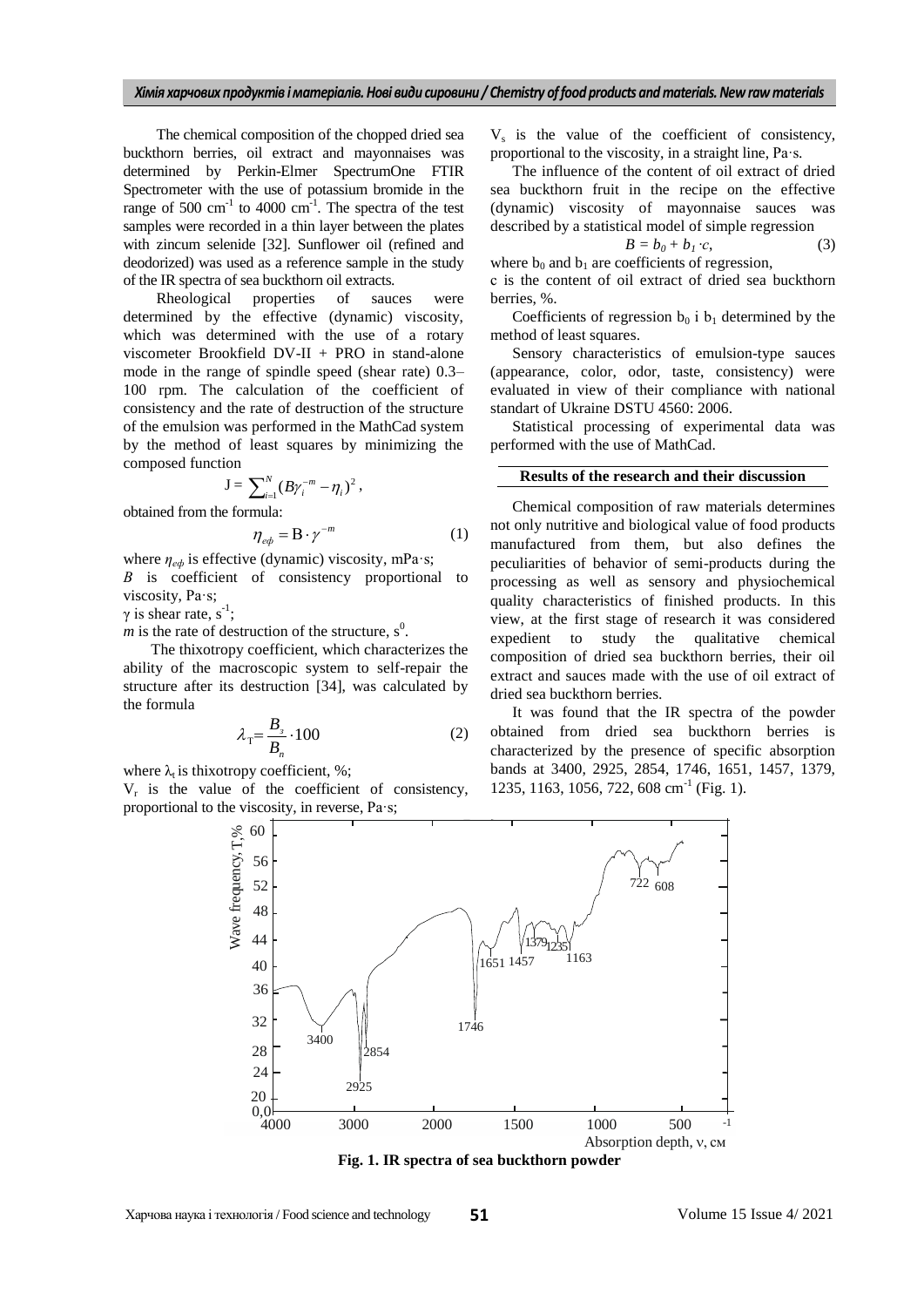The chemical composition of the chopped dried sea buckthorn berries, oil extract and mayonnaises was determined by Perkin-Elmer SpectrumOne FTIR Spectrometer with the use of potassium bromide in the range of 500 $cm^{-1}$ to 4000 $cm^{-1}$. The spectra of the test samples were recorded in a thin layer between the plates with zincum selenide [32]. Sunflower oil (refined and deodorized) was used as a reference sample in the study of the IR spectra of sea buckthorn oil extracts.

Rheological properties of sauces were determined by the effective (dynamic) viscosity, which was determined with the use of a rotary viscometer Brookfield DV-II + PRO in stand-alone mode in the range of spindle speed (shear rate) 0.3–100 rpm. The calculation of the coefficient of consistency and the rate of destruction of the structure of the emulsion was performed in the MathCad system by the method of least squares by minimizing the composed function

$$J = \sum_{i=1}^{N} (B\gamma_i^{-m} - \eta_i)^2,$$

obtained from the formula:

$$\eta_{еф} = B \cdot \gamma^{-m} \qquad (1)$$

where $\eta_{еф}$ is effective (dynamic) viscosity, mPa·s;

$B$ is coefficient of consistency proportional to viscosity, Pa·s;

$\gamma$ is shear rate, $s^{-1}$;

$m$ is the rate of destruction of the structure, $s^0$.

The thixotropy coefficient, which characterizes the ability of the macroscopic system to self-repair the structure after its destruction [34], was calculated by the formula

$$\lambda_T = \frac{B_з}{B_п} \cdot 100 \qquad (2)$$

where $\lambda_t$ is thixotropy coefficient, %;

$V_r$ is the value of the coefficient of consistency, proportional to the viscosity, in reverse, Pa·s;

$V_s$ is the value of the coefficient of consistency, proportional to the viscosity, in a straight line, Pa·s.

The influence of the content of oil extract of dried sea buckthorn fruit in the recipe on the effective (dynamic) viscosity of mayonnaise sauces was described by a statistical model of simple regression

$$B = b_0 + b_1 \cdot c, \qquad (3)$$

where $b_0$ and $b_1$ are coefficients of regression,

c is the content of oil extract of dried sea buckthorn berries, %.

Coefficients of regression $b_0$ i $b_1$ determined by the method of least squares.

Sensory characteristics of emulsion-type sauces (appearance, color, odor, taste, consistency) were evaluated in view of their compliance with national standart of Ukraine DSTU 4560: 2006.

Statistical processing of experimental data was performed with the use of MathCad.

## Results of the research and their discussion

Chemical composition of raw materials determines not only nutritive and biological value of food products manufactured from them, but also defines the peculiarities of behavior of semi-products during the processing as well as sensory and physiochemical quality characteristics of finished products. In this view, at the first stage of research it was considered expedient to study the qualitative chemical composition of dried sea buckthorn berries, their oil extract and sauces made with the use of oil extract of dried sea buckthorn berries.

It was found that the IR spectra of the powder obtained from dried sea buckthorn berries is characterized by the presence of specific absorption bands at 3400, 2925, 2854, 1746, 1651, 1457, 1379, 1235, 1163, 1056, 722, 608 $cm^{-1}$ (Fig. 1).

**Fig. 1. IR spectra of sea buckthorn powder**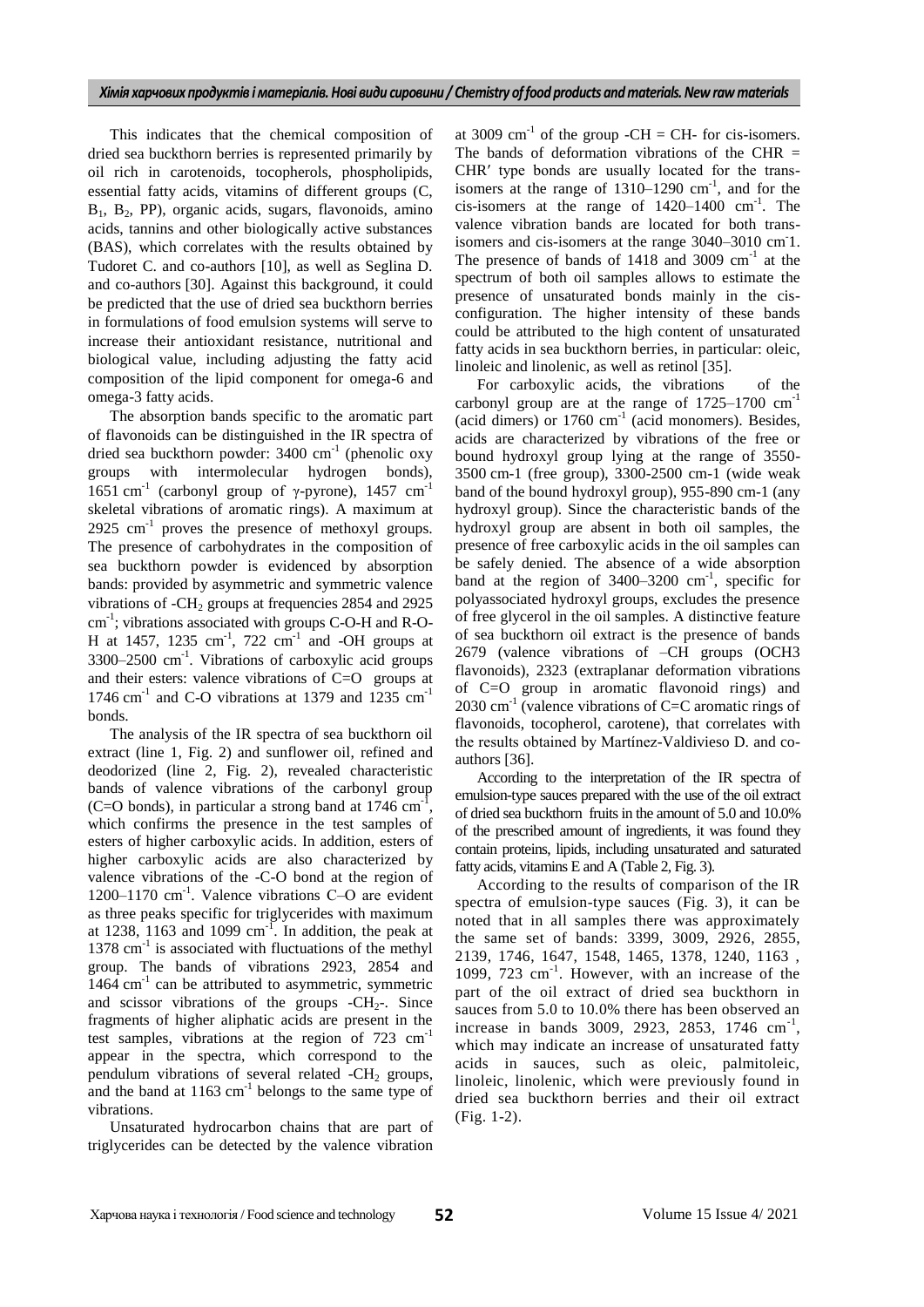This indicates that the chemical composition of dried sea buckthorn berries is represented primarily by oil rich in carotenoids, tocopherols, phospholipids, essential fatty acids, vitamins of different groups (C, $B_1$, $B_2$, PP), organic acids, sugars, flavonoids, amino acids, tannins and other biologically active substances (BAS), which correlates with the results obtained by Tudoret C. and co-authors [10], as well as Seglina D. and co-authors [30]. Against this background, it could be predicted that the use of dried sea buckthorn berries in formulations of food emulsion systems will serve to increase their antioxidant resistance, nutritional and biological value, including adjusting the fatty acid composition of the lipid component for omega-6 and omega-3 fatty acids.

The absorption bands specific to the aromatic part of flavonoids can be distinguished in the IR spectra of dried sea buckthorn powder: 3400 $cm^{-1}$ (phenolic oxy groups with intermolecular hydrogen bonds), 1651 $cm^{-1}$ (carbonyl group of γ-pyrone), 1457 $cm^{-1}$ skeletal vibrations of aromatic rings). A maximum at 2925 $cm^{-1}$ proves the presence of methoxyl groups. The presence of carbohydrates in the composition of sea buckthorn powder is evidenced by absorption bands: provided by asymmetric and symmetric valence vibrations of $-CH_2$ groups at frequencies 2854 and 2925 $cm^{-1}$; vibrations associated with groups C-O-H and R-O-H at 1457, 1235 $cm^{-1}$, 722 $cm^{-1}$ and -OH groups at 3300–2500 $cm^{-1}$. Vibrations of carboxylic acid groups and their esters: valence vibrations of C=O groups at 1746 $cm^{-1}$ and C-O vibrations at 1379 and 1235 $cm^{-1}$ bonds.

The analysis of the IR spectra of sea buckthorn oil extract (line 1, Fig. 2) and sunflower oil, refined and deodorized (line 2, Fig. 2), revealed characteristic bands of valence vibrations of the carbonyl group (C=O bonds), in particular a strong band at 1746 $cm^{-1}$, which confirms the presence in the test samples of esters of higher carboxylic acids. In addition, esters of higher carboxylic acids are also characterized by valence vibrations of the -C-O bond at the region of 1200–1170 $cm^{-1}$. Valence vibrations C–O are evident as three peaks specific for triglycerides with maximum at 1238, 1163 and 1099 $cm^{-1}$. In addition, the peak at 1378 $cm^{-1}$ is associated with fluctuations of the methyl group. The bands of vibrations 2923, 2854 and 1464 $cm^{-1}$ can be attributed to asymmetric, symmetric and scissor vibrations of the groups $-CH_2-$. Since fragments of higher aliphatic acids are present in the test samples, vibrations at the region of 723 $cm^{-1}$ appear in the spectra, which correspond to the pendulum vibrations of several related $-CH_2$ groups, and the band at 1163 $cm^{-1}$ belongs to the same type of vibrations.

Unsaturated hydrocarbon chains that are part of triglycerides can be detected by the valence vibration at 3009 $cm^{-1}$ of the group -CH = CH- for cis-isomers. The bands of deformation vibrations of the CHR = CHR′ type bonds are usually located for the trans-isomers at the range of 1310–1290 $cm^{-1}$, and for the cis-isomers at the range of 1420–1400 $cm^{-1}$. The valence vibration bands are located for both trans-isomers and cis-isomers at the range 3040–3010 cm-1. The presence of bands of 1418 and 3009 $cm^{-1}$ at the spectrum of both oil samples allows to estimate the presence of unsaturated bonds mainly in the cis-configuration. The higher intensity of these bands could be attributed to the high content of unsaturated fatty acids in sea buckthorn berries, in particular: oleic, linoleic and linolenic, as well as retinol [35].

For carboxylic acids, the vibrations of the carbonyl group are at the range of 1725–1700 $cm^{-1}$ (acid dimers) or 1760 $cm^{-1}$ (acid monomers). Besides, acids are characterized by vibrations of the free or bound hydroxyl group lying at the range of 3550-3500 cm-1 (free group), 3300-2500 cm-1 (wide weak band of the bound hydroxyl group), 955-890 cm-1 (any hydroxyl group). Since the characteristic bands of the hydroxyl group are absent in both oil samples, the presence of free carboxylic acids in the oil samples can be safely denied. The absence of a wide absorption band at the region of 3400–3200 $cm^{-1}$, specific for polyassociated hydroxyl groups, excludes the presence of free glycerol in the oil samples. A distinctive feature of sea buckthorn oil extract is the presence of bands 2679 (valence vibrations of –CH groups ($OCH_3$ flavonoids), 2323 (extraplanar deformation vibrations of C=O group in aromatic flavonoid rings) and 2030 $cm^{-1}$ (valence vibrations of C=C aromatic rings of flavonoids, tocopherol, carotene), that correlates with the results obtained by Martínez-Valdivieso D. and co-authors [36].

According to the interpretation of the IR spectra of emulsion-type sauces prepared with the use of the oil extract of dried sea buckthorn fruits in the amount of 5.0 and 10.0% of the prescribed amount of ingredients, it was found they contain proteins, lipids, including unsaturated and saturated fatty acids, vitamins E and A (Table 2, Fig. 3).

According to the results of comparison of the IR spectra of emulsion-type sauces (Fig. 3), it can be noted that in all samples there was approximately the same set of bands: 3399, 3009, 2926, 2855, 2139, 1746, 1647, 1548, 1465, 1378, 1240, 1163 , 1099, 723 $cm^{-1}$. However, with an increase of the part of the oil extract of dried sea buckthorn in sauces from 5.0 to 10.0% there has been observed an increase in bands 3009, 2923, 2853, 1746 $cm^{-1}$, which may indicate an increase of unsaturated fatty acids in sauces, such as oleic, palmitoleic, linoleic, linolenic, which were previously found in dried sea buckthorn berries and their oil extract (Fig. 1-2).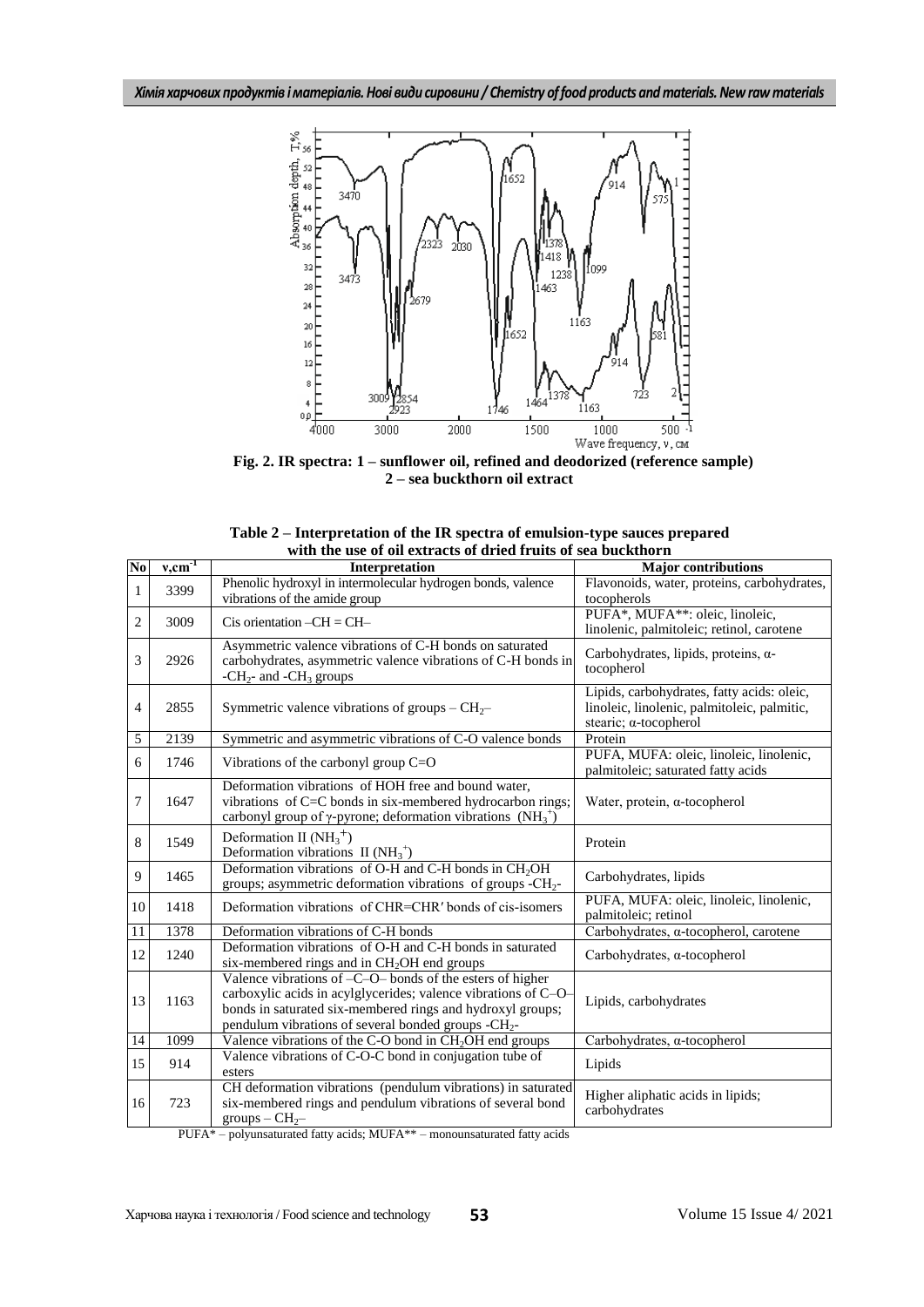Fig. 2. IR spectra: 1 – sunflower oil, refined and deodorized (reference sample)
2 – sea buckthorn oil extract

**Table 2 – Interpretation of the IR spectra of emulsion-type sauces prepared with the use of oil extracts of dried fruits of sea buckthorn**

| No | $\nu$, $cm^{-1}$ | Interpretation | Major contributions |
|---|---|---|---|
| 1 | 3399 | Phenolic hydroxyl in intermolecular hydrogen bonds, valence vibrations of the amide group | Flavonoids, water, proteins, carbohydrates, tocopherols |
| 2 | 3009 | Cis orientation –CH = CH– | PUFA*, MUFA**: oleic, linoleic, linolenic, palmitoleic; retinol, carotene |
| 3 | 2926 | Asymmetric valence vibrations of C-H bonds on saturated carbohydrates, asymmetric valence vibrations of C-H bonds in -$CH_2$- and -$CH_3$ groups | Carbohydrates, lipids, proteins, α-tocopherol |
| 4 | 2855 | Symmetric valence vibrations of groups – $CH_2$– | Lipids, carbohydrates, fatty acids: oleic, linoleic, linolenic, palmitoleic, palmitic, stearic; α-tocopherol |
| 5 | 2139 | Symmetric and asymmetric vibrations of C-O valence bonds | Protein |
| 6 | 1746 | Vibrations of the carbonyl group C=O | PUFA, MUFA: oleic, linoleic, linolenic, palmitoleic; saturated fatty acids |
| 7 | 1647 | Deformation vibrations of HOH free and bound water, vibrations of C=C bonds in six-membered hydrocarbon rings; carbonyl group of γ-pyrone; deformation vibrations ($NH_3^+$) | Water, protein, α-tocopherol |
| 8 | 1549 | Deformation II ($NH_3^+$) Deformation vibrations II ($NH_3^+$) | Protein |
| 9 | 1465 | Deformation vibrations of O-H and C-H bonds in $CH_2OH$ groups; asymmetric deformation vibrations of groups -$CH_2$- | Carbohydrates, lipids |
| 10 | 1418 | Deformation vibrations of CHR=CHR′ bonds of cis-isomers | PUFA, MUFA: oleic, linoleic, linolenic, palmitoleic; retinol |
| 11 | 1378 | Deformation vibrations of C-H bonds | Carbohydrates, α-tocopherol, carotene |
| 12 | 1240 | Deformation vibrations of O-H and C-H bonds in saturated six-membered rings and in $CH_2OH$ end groups | Carbohydrates, α-tocopherol |
| 13 | 1163 | Valence vibrations of –C–O– bonds of the esters of higher carboxylic acids in acylglycerides; valence vibrations of C–O– bonds in saturated six-membered rings and hydroxyl groups; pendulum vibrations of several bonded groups -$CH_2$- | Lipids, carbohydrates |
| 14 | 1099 | Valence vibrations of the C-O bond in $CH_2OH$ end groups | Carbohydrates, α-tocopherol |
| 15 | 914 | Valence vibrations of C-O-C bond in conjugation tube of esters | Lipids |
| 16 | 723 | CH deformation vibrations (pendulum vibrations) in saturated six-membered rings and pendulum vibrations of several bond groups – $CH_2$– | Higher aliphatic acids in lipids; carbohydrates |

PUFA* – polyunsaturated fatty acids; MUFA** – monounsaturated fatty acids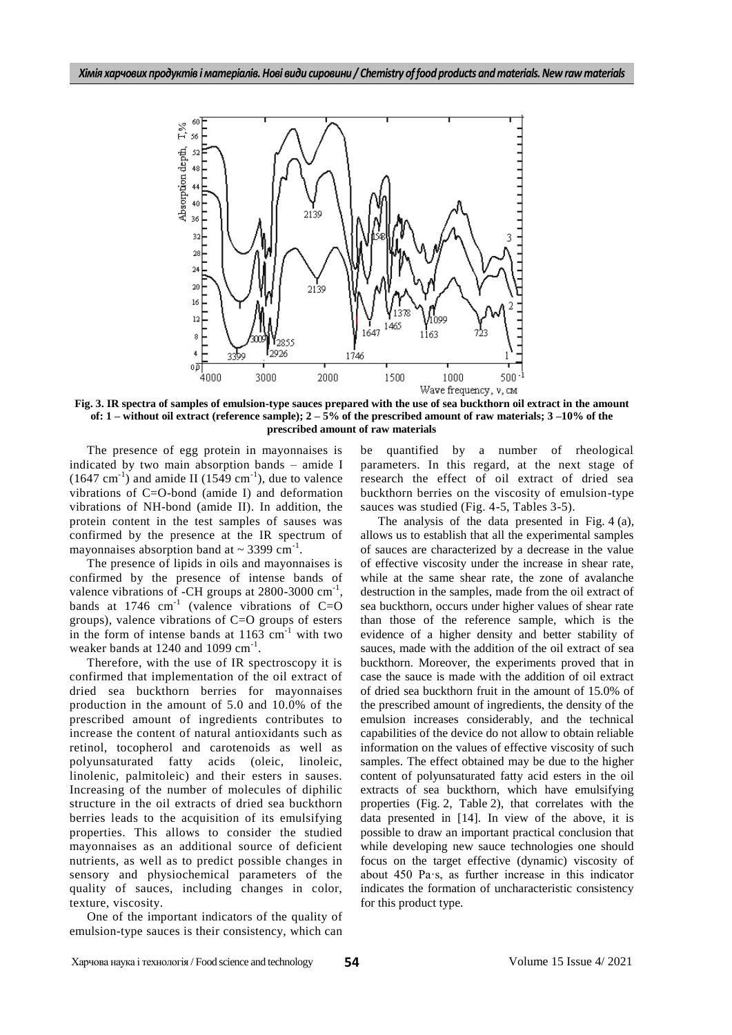**Fig. 3. IR spectra of samples of emulsion-type sauces prepared with the use of sea buckthorn oil extract in the amount of: 1 – without oil extract (reference sample); 2 – 5% of the prescribed amount of raw materials; 3 –10% of the prescribed amount of raw materials**

The presence of egg protein in mayonnaises is indicated by two main absorption bands – amide I (1647 $cm^{-1}$) and amide II (1549 $cm^{-1}$), due to valence vibrations of C=O-bond (amide I) and deformation vibrations of NH-bond (amide II). In addition, the protein content in the test samples of sauses was confirmed by the presence at the IR spectrum of mayonnaises absorption band at ~ 3399 $cm^{-1}$.

The presence of lipids in oils and mayonnaises is confirmed by the presence of intense bands of valence vibrations of -CH groups at 2800-3000 $cm^{-1}$, bands at 1746 $cm^{-1}$ (valence vibrations of C=O groups), valence vibrations of C=O groups of esters in the form of intense bands at 1163 $cm^{-1}$ with two weaker bands at 1240 and 1099 $cm^{-1}$.

Therefore, with the use of IR spectroscopy it is confirmed that implementation of the oil extract of dried sea buckthorn berries for mayonnaises production in the amount of 5.0 and 10.0% of the prescribed amount of ingredients contributes to increase the content of natural antioxidants such as retinol, tocopherol and carotenoids as well as polyunsaturated fatty acids (oleic, linoleic, linolenic, palmitoleic) and their esters in sauses. Increasing of the number of molecules of diphilic structure in the oil extracts of dried sea buckthorn berries leads to the acquisition of its emulsifying properties. This allows to consider the studied mayonnaises as an additional source of deficient nutrients, as well as to predict possible changes in sensory and physiochemical parameters of the quality of sauces, including changes in color, texture, viscosity.

One of the important indicators of the quality of emulsion-type sauces is their consistency, which can be quantified by a number of rheological parameters. In this regard, at the next stage of research the effect of oil extract of dried sea buckthorn berries on the viscosity of emulsion-type sauces was studied (Fig. 4-5, Tables 3-5).

The analysis of the data presented in Fig. 4 (a), allows us to establish that all the experimental samples of sauces are characterized by a decrease in the value of effective viscosity under the increase in shear rate, while at the same shear rate, the zone of avalanche destruction in the samples, made from the oil extract of sea buckthorn, occurs under higher values of shear rate than those of the reference sample, which is the evidence of a higher density and better stability of sauces, made with the addition of the oil extract of sea buckthorn. Moreover, the experiments proved that in case the sauce is made with the addition of oil extract of dried sea buckthorn fruit in the amount of 15.0% of the prescribed amount of ingredients, the density of the emulsion increases considerably, and the technical capabilities of the device do not allow to obtain reliable information on the values of effective viscosity of such samples. The effect obtained may be due to the higher content of polyunsaturated fatty acid esters in the oil extracts of sea buckthorn, which have emulsifying properties (Fig. 2, Table 2), that correlates with the data presented in [14]. In view of the above, it is possible to draw an important practical conclusion that while developing new sauce technologies one should focus on the target effective (dynamic) viscosity of about 450 Pa·s, as further increase in this indicator indicates the formation of uncharacteristic consistency for this product type.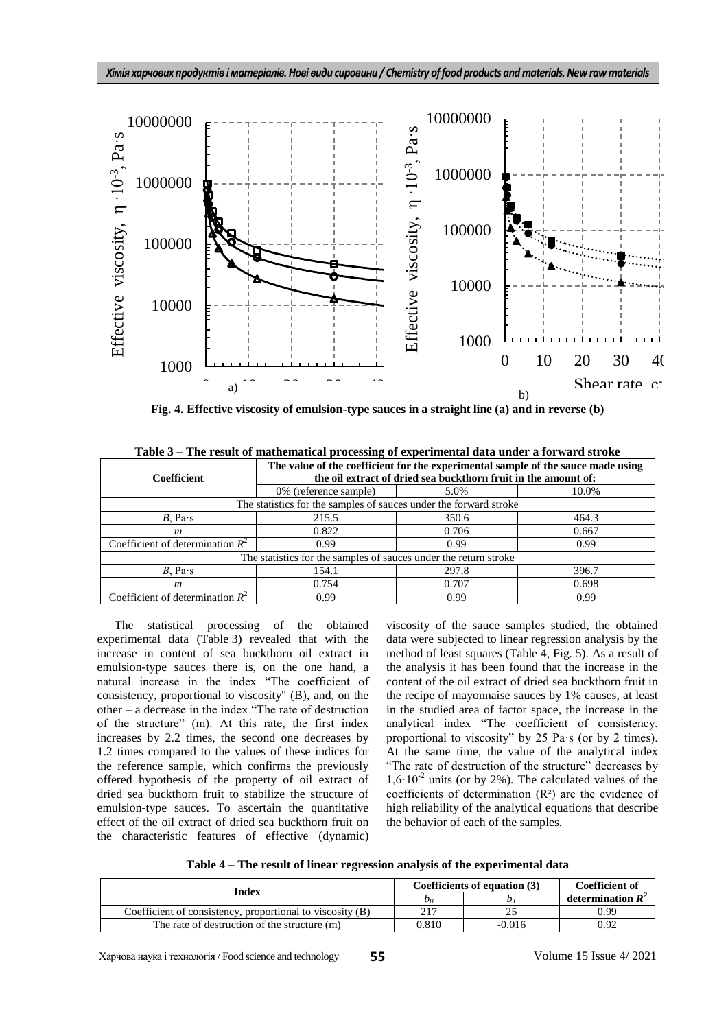Fig. 4. Effective viscosity of emulsion-type sauces in a straight line (a) and in reverse (b)

**Table 3 – The result of mathematical processing of experimental data under a forward stroke**

| Coefficient | The value of the coefficient for the experimental sample of the sauce made using the oil extract of dried sea buckthorn fruit in the amount of: | | |
|---|---|---|---|
| | 0% (reference sample) | 5.0% | 10.0% |
| The statistics for the samples of sauces under the forward stroke | | | |
| *B*, Pa·s | 215.5 | 350.6 | 464.3 |
| *m* | 0.822 | 0.706 | 0.667 |
| Coefficient of determination $R^2$ | 0.99 | 0.99 | 0.99 |
| The statistics for the samples of sauces under the return stroke | | | |
| *B*, Pa·s | 154.1 | 297.8 | 396.7 |
| *m* | 0.754 | 0.707 | 0.698 |
| Coefficient of determination $R^2$ | 0.99 | 0.99 | 0.99 |

The statistical processing of the obtained experimental data (Table 3) revealed that with the increase in content of sea buckthorn oil extract in emulsion-type sauces there is, on the one hand, a natural increase in the index "The coefficient of consistency, proportional to viscosity" (B), and, on the other – a decrease in the index "The rate of destruction of the structure" (m). At this rate, the first index increases by 2.2 times, the second one decreases by 1.2 times compared to the values of these indices for the reference sample, which confirms the previously offered hypothesis of the property of oil extract of dried sea buckthorn fruit to stabilize the structure of emulsion-type sauces. To ascertain the quantitative effect of the oil extract of dried sea buckthorn fruit on the characteristic features of effective (dynamic) viscosity of the sauce samples studied, the obtained data were subjected to linear regression analysis by the method of least squares (Table 4, Fig. 5). As a result of the analysis it has been found that the increase in the content of the oil extract of dried sea buckthorn fruit in the recipe of mayonnaise sauces by 1% causes, at least in the studied area of factor space, the increase in the analytical index "The coefficient of consistency, proportional to viscosity" by 25 Pa·s (or by 2 times). At the same time, the value of the analytical index "The rate of destruction of the structure" decreases by $1{,}6\cdot10^{-2}$ units (or by 2%). The calculated values of the coefficients of determination ($R^2$) are the evidence of high reliability of the analytical equations that describe the behavior of each of the samples.

**Table 4 – The result of linear regression analysis of the experimental data**

| Index | Coefficients of equation (3) | | Coefficient of determination $R^2$ |
|---|---|---|---|
| | $b_0$ | $b_1$ | |
| Coefficient of consistency, proportional to viscosity (B) | 217 | 25 | 0.99 |
| The rate of destruction of the structure (m) | 0.810 | -0.016 | 0.92 |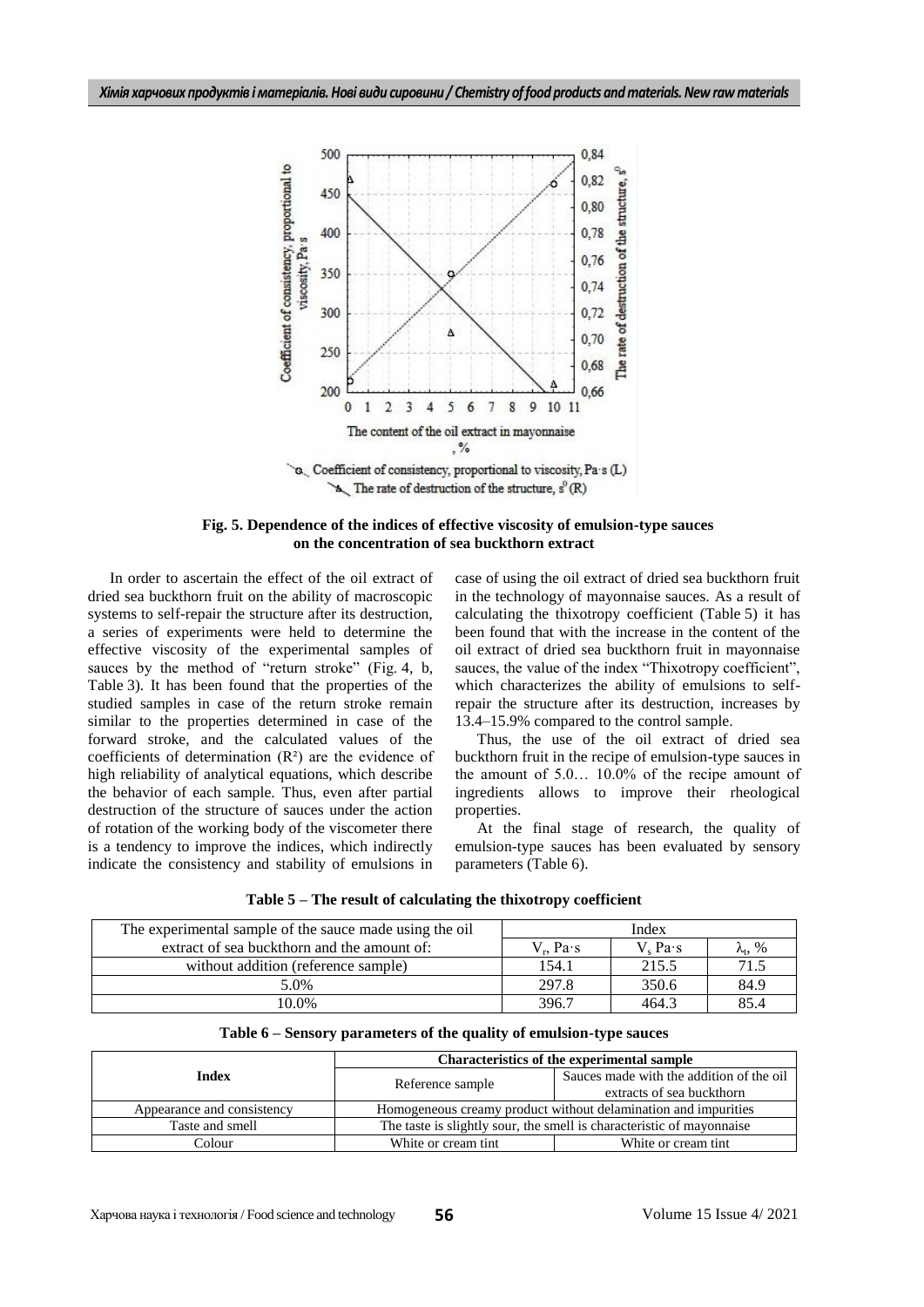**Fig. 5. Dependence of the indices of effective viscosity of emulsion-type sauces on the concentration of sea buckthorn extract**

In order to ascertain the effect of the oil extract of dried sea buckthorn fruit on the ability of macroscopic systems to self-repair the structure after its destruction, a series of experiments were held to determine the effective viscosity of the experimental samples of sauces by the method of "return stroke" (Fig. 4, b, Table 3). It has been found that the properties of the studied samples in case of the return stroke remain similar to the properties determined in case of the forward stroke, and the calculated values of the coefficients of determination ($R^2$) are the evidence of high reliability of analytical equations, which describe the behavior of each sample. Thus, even after partial destruction of the structure of sauces under the action of rotation of the working body of the viscometer there is a tendency to improve the indices, which indirectly indicate the consistency and stability of emulsions in case of using the oil extract of dried sea buckthorn fruit in the technology of mayonnaise sauces. As a result of calculating the thixotropy coefficient (Table 5) it has been found that with the increase in the content of the oil extract of dried sea buckthorn fruit in mayonnaise sauces, the value of the index "Thixotropy coefficient", which characterizes the ability of emulsions to self-repair the structure after its destruction, increases by 13.4–15.9% compared to the control sample.

Thus, the use of the oil extract of dried sea buckthorn fruit in the recipe of emulsion-type sauces in the amount of 5.0… 10.0% of the recipe amount of ingredients allows to improve their rheological properties.

At the final stage of research, the quality of emulsion-type sauces has been evaluated by sensory parameters (Table 6).

**Table 5 – The result of calculating the thixotropy coefficient**

| The experimental sample of the sauce made using the oil extract of sea buckthorn and the amount of: | Index | | |
|---|---|---|---|
| | $V_r$, Pa·s | $V_s$ Pa·s | $\lambda_t$, % |
| without addition (reference sample) | 154.1 | 215.5 | 71.5 |
| 5.0% | 297.8 | 350.6 | 84.9 |
| 10.0% | 396.7 | 464.3 | 85.4 |

**Table 6 – Sensory parameters of the quality of emulsion-type sauces**

| Index | Characteristics of the experimental sample | |
|---|---|---|
| | Reference sample | Sauces made with the addition of the oil extracts of sea buckthorn |
| Appearance and consistency | Homogeneous creamy product without delamination and impurities | |
| Taste and smell | The taste is slightly sour, the smell is characteristic of mayonnaise | |
| Colour | White or cream tint | White or cream tint |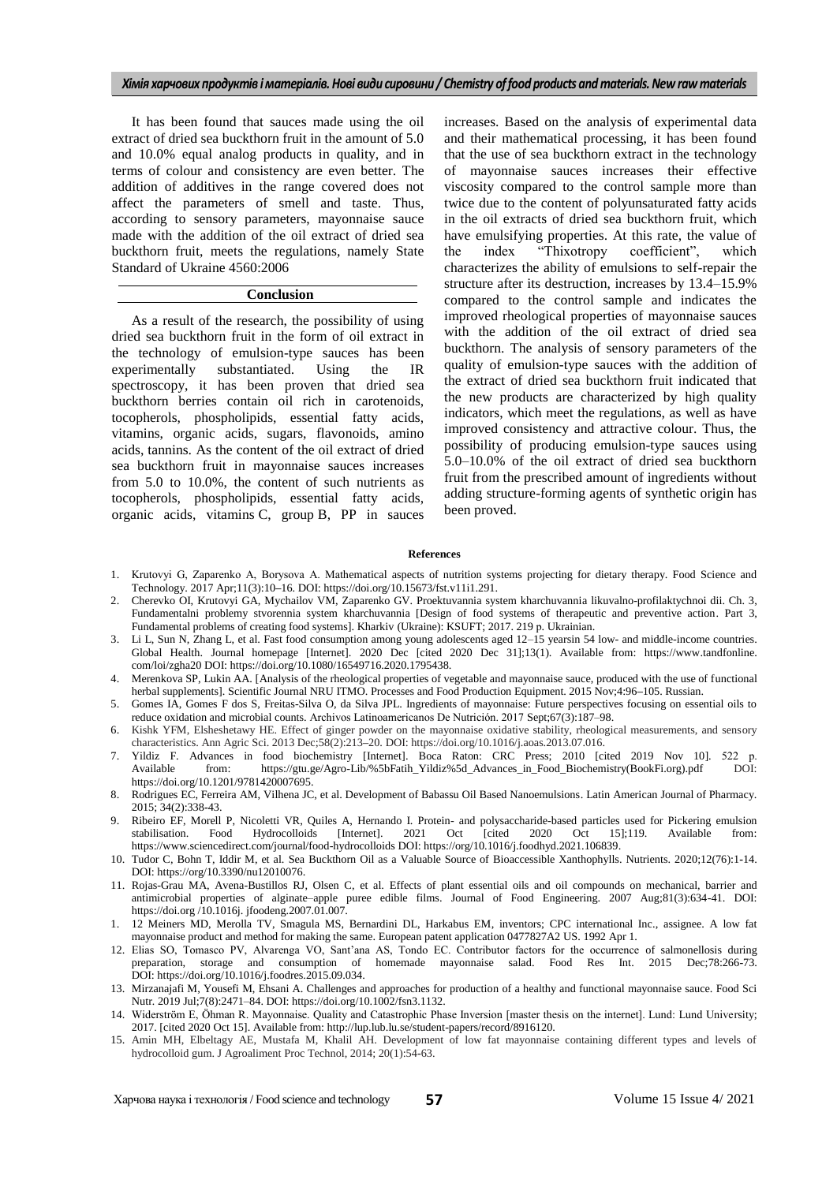It has been found that sauces made using the oil extract of dried sea buckthorn fruit in the amount of 5.0 and 10.0% equal analog products in quality, and in terms of colour and consistency are even better. The addition of additives in the range covered does not affect the parameters of smell and taste. Thus, according to sensory parameters, mayonnaise sauce made with the addition of the oil extract of dried sea buckthorn fruit, meets the regulations, namely State Standard of Ukraine 4560:2006

## Conclusion

As a result of the research, the possibility of using dried sea buckthorn fruit in the form of oil extract in the technology of emulsion-type sauces has been experimentally substantiated. Using the IR spectroscopy, it has been proven that dried sea buckthorn berries contain oil rich in carotenoids, tocopherols, phospholipids, essential fatty acids, vitamins, organic acids, sugars, flavonoids, amino acids, tannins. As the content of the oil extract of dried sea buckthorn fruit in mayonnaise sauces increases from 5.0 to 10.0%, the content of such nutrients as tocopherols, phospholipids, essential fatty acids, organic acids, vitamins C, group B, PP in sauces increases. Based on the analysis of experimental data and their mathematical processing, it has been found that the use of sea buckthorn extract in the technology of mayonnaise sauces increases their effective viscosity compared to the control sample more than twice due to the content of polyunsaturated fatty acids in the oil extracts of dried sea buckthorn fruit, which have emulsifying properties. At this rate, the value of the index "Thixotropy coefficient", which characterizes the ability of emulsions to self-repair the structure after its destruction, increases by 13.4–15.9% compared to the control sample and indicates the improved rheological properties of mayonnaise sauces with the addition of the oil extract of dried sea buckthorn. The analysis of sensory parameters of the quality of emulsion-type sauces with the addition of the extract of dried sea buckthorn fruit indicated that the new products are characterized by high quality indicators, which meet the regulations, as well as have improved consistency and attractive colour. Thus, the possibility of producing emulsion-type sauces using 5.0–10.0% of the oil extract of dried sea buckthorn fruit from the prescribed amount of ingredients without adding structure-forming agents of synthetic origin has been proved.

### References

1. Krutovyi G, Zaparenko A, Borysova A. Mathematical aspects of nutrition systems projecting for dietary therapy. Food Science and Technology. 2017 Apr;11(3):10–16. DOI: https://doi.org/10.15673/fst.v11i1.291.
2. Cherevko OI, Krutovyi GA, Mychailov VM, Zaparenko GV. Proektuvannia system kharchuvannia likuvalno-profilaktychnoi dii. Ch. 3, Fundamentalni problemy stvorennia system kharchuvannia [Design of food systems of therapeutic and preventive action. Part 3, Fundamental problems of creating food systems]. Kharkiv (Ukraine): KSUFT; 2017. 219 p. Ukrainian.
3. Li L, Sun N, Zhang L, et al. Fast food consumption among young adolescents aged 12–15 yearsin 54 low- and middle-income countries. Global Health. Journal homepage [Internet]. 2020 Dec [cited 2020 Dec 31];13(1). Available from: https://www.tandfonline.com/loi/zgha20 DOI: https://doi.org/10.1080/16549716.2020.1795438.
4. Merenkova SP, Lukin AA. [Analysis of the rheological properties of vegetable and mayonnaise sauce, produced with the use of functional herbal supplements]. Scientific Journal NRU ITMO. Processes and Food Production Equipment. 2015 Nov;4:96–105. Russian.
5. Gomes IA, Gomes F dos S, Freitas-Silva O, da Silva JPL. Ingredients of mayonnaise: Future perspectives focusing on essential oils to reduce oxidation and microbial counts. Archivos Latinoamericanos De Nutrición. 2017 Sept;67(3):187–98.
6. Kishk YFM, Elsheshetawy HE. Effect of ginger powder on the mayonnaise oxidative stability, rheological measurements, and sensory characteristics. Ann Agric Sci. 2013 Dec;58(2):213–20. DOI: https://doi.org/10.1016/j.aoas.2013.07.016.
7. Yildiz F. Advances in food biochemistry [Internet]. Boca Raton: CRC Press; 2010 [cited 2019 Nov 10]. 522 p. Available from: https://gtu.ge/Agro-Lib/%5bFatih_Yildiz%5d_Advances_in_Food_Biochemistry(BookFi.org).pdf DOI: https://doi.org/10.1201/9781420007695.
8. Rodrigues EC, Ferreira AM, Vilhena JC, et al. Development of Babassu Oil Based Nanoemulsions. Latin American Journal of Pharmacy. 2015; 34(2):338-43.
9. Ribeiro EF, Morell P, Nicoletti VR, Quiles A, Hernando I. Protein- and polysaccharide-based particles used for Pickering emulsion stabilisation. Food Hydrocolloids [Internet]. 2021 Oct [cited 2020 Oct 15];119. Available from: https://www.sciencedirect.com/journal/food-hydrocolloids DOI: https://org/10.1016/j.foodhyd.2021.106839.
10. Tudor C, Bohn T, Iddir M, et al. Sea Buckthorn Oil as a Valuable Source of Bioaccessible Xanthophylls. Nutrients. 2020;12(76):1-14. DOI: https://org/10.3390/nu12010076.
11. Rojas-Grau MA, Avena-Bustillos RJ, Olsen C, et al. Effects of plant essential oils and oil compounds on mechanical, barrier and antimicrobial properties of alginate–apple puree edible films. Journal of Food Engineering. 2007 Aug;81(3):634-41. DOI: https://doi.org /10.1016j. jfoodeng.2007.01.007.
1. 12 Meiners MD, Merolla TV, Smagula MS, Bernardini DL, Harkabus EM, inventors; CPC international Inc., assignee. A low fat mayonnaise product and method for making the same. European patent application 0477827A2 US. 1992 Apr 1.
12. Elias SO, Tomasco PV, Alvarenga VO, Sant'ana AS, Tondo EC. Contributor factors for the occurrence of salmonellosis during preparation, storage and consumption of homemade mayonnaise salad. Food Res Int. 2015 Dec;78:266-73. DOI: https://doi.org/10.1016/j.foodres.2015.09.034.
13. Mirzanajafi M, Yousefi M, Ehsani A. Challenges and approaches for production of a healthy and functional mayonnaise sauce. Food Sci Nutr. 2019 Jul;7(8):2471–84. DOI: https://doi.org/10.1002/fsn3.1132.
14. Widerström E, Öhman R. Mayonnaise. Quality and Catastrophic Phase Inversion [master thesis on the internet]. Lund: Lund University; 2017. [cited 2020 Oct 15]. Available from: http://lup.lub.lu.se/student-papers/record/8916120.
15. Amin MH, Elbeltagy AE, Mustafa M, Khalil AH. Development of low fat mayonnaise containing different types and levels of hydrocolloid gum. J Agroaliment Proc Technol, 2014; 20(1):54-63.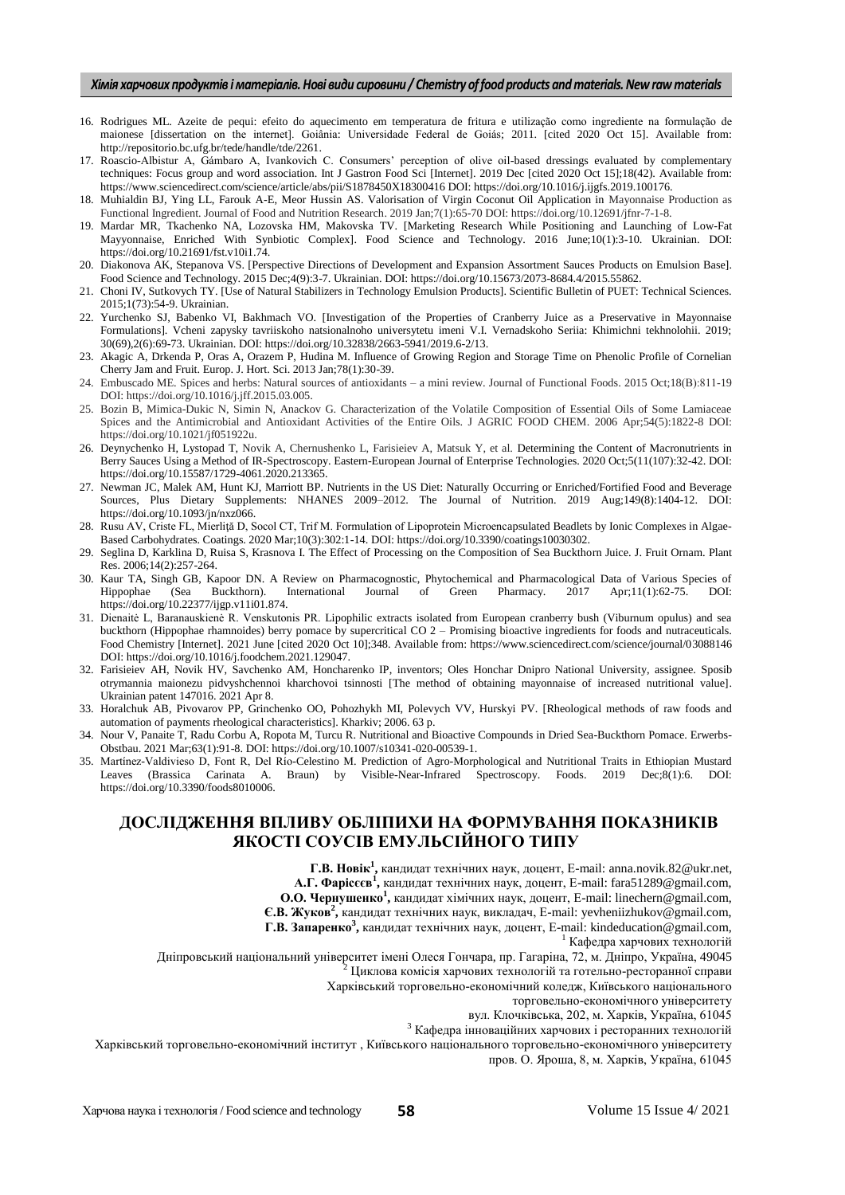16. Rodrigues ML. Azeite de pequi: efeito do aquecimento em temperatura de fritura e utilização como ingrediente na formulação de maionese [dissertation on the internet]. Goiânia: Universidade Federal de Goiás; 2011. [cited 2020 Oct 15]. Available from: http://repositorio.bc.ufg.br/tede/handle/tde/2261.
17. Roascio-Albistur A, Gámbaro A, Ivankovich C. Consumers' perception of olive oil-based dressings evaluated by complementary techniques: Focus group and word association. Int J Gastron Food Sci [Internet]. 2019 Dec [cited 2020 Oct 15];18(42). Available from: https://www.sciencedirect.com/science/article/abs/pii/S1878450X18300416 DOI: https://doi.org/10.1016/j.ijgfs.2019.100176.
18. Muhialdin BJ, Ying LL, Farouk A-E, Meor Hussin AS. Valorisation of Virgin Coconut Oil Application in Mayonnaise Production as Functional Ingredient. Journal of Food and Nutrition Research. 2019 Jan;7(1):65-70 DOI: https://doi.org/10.12691/jfnr-7-1-8.
19. Mardar MR, Tkachenko NA, Lozovska HM, Makovska TV. [Marketing Research While Positioning and Launching of Low-Fat Mayyonnaise, Enriched With Synbiotic Complex]. Food Science and Technology. 2016 June;10(1):3-10. Ukrainian. DOI: https://doi.org/10.21691/fst.v10i1.74.
20. Diakonova AK, Stepanova VS. [Perspective Directions of Development and Expansion Assortment Sauces Products on Emulsion Base]. Food Science and Technology. 2015 Dec;4(9):3-7. Ukrainian. DOI: https://doi.org/10.15673/2073-8684.4/2015.55862.
21. Choni IV, Sutkovych TY. [Use of Natural Stabilizers in Technology Emulsion Products]. Scientific Bulletin of PUET: Technical Sciences. 2015;1(73):54-9. Ukrainian.
22. Yurchenko SJ, Babenko VI, Bakhmach VO. [Investigation of the Properties of Cranberry Juice as a Preservative in Mayonnaise Formulations]. Vcheni zapysky tavriiskoho natsionalnoho universytetu imeni V.I. Vernadskoho Seriia: Khimichni tekhnolohii. 2019; 30(69),2(6):69-73. Ukrainian. DOI: https://doi.org/10.32838/2663-5941/2019.6-2/13.
23. Akagic A, Drkenda P, Oras A, Orazem P, Hudina M. Influence of Growing Region and Storage Time on Phenolic Profile of Cornelian Cherry Jam and Fruit. Europ. J. Hort. Sci. 2013 Jan;78(1):30-39.
24. Embuscado ME. Spices and herbs: Natural sources of antioxidants – a mini review. Journal of Functional Foods. 2015 Oct;18(B):811-19 DOI: https://doi.org/10.1016/j.jff.2015.03.005.
25. Bozin B, Mimica-Dukic N, Simin N, Anackov G. Characterization of the Volatile Composition of Essential Oils of Some Lamiaceae Spices and the Antimicrobial and Antioxidant Activities of the Entire Oils. J AGRIC FOOD CHEM. 2006 Apr;54(5):1822-8 DOI: https://doi.org/10.1021/jf051922u.
26. Deynychenko H, Lystopad T, Novik A, Chernushenko L, Farisieiev A, Matsuk Y, et al. Determining the Content of Macronutrients in Berry Sauces Using a Method of IR-Spectroscopy. Eastern-European Journal of Enterprise Technologies. 2020 Oct;5(11(107):32-42. DOI: https://doi.org/10.15587/1729-4061.2020.213365.
27. Newman JC, Malek AM, Hunt KJ, Marriott BP. Nutrients in the US Diet: Naturally Occurring or Enriched/Fortified Food and Beverage Sources, Plus Dietary Supplements: NHANES 2009–2012. The Journal of Nutrition. 2019 Aug;149(8):1404-12. DOI: https://doi.org/10.1093/jn/nxz066.
28. Rusu AV, Criste FL, Mierliţă D, Socol CT, Trif M. Formulation of Lipoprotein Microencapsulated Beadlets by Ionic Complexes in Algae-Based Carbohydrates. Coatings. 2020 Mar;10(3):302:1-14. DOI: https://doi.org/10.3390/coatings10030302.
29. Seglina D, Karklina D, Ruisa S, Krasnova I. The Effect of Processing on the Composition of Sea Buckthorn Juice. J. Fruit Ornam. Plant Res. 2006;14(2):257-264.
30. Kaur TA, Singh GB, Kapoor DN. A Review on Pharmacognostic, Phytochemical and Pharmacological Data of Various Species of Hippophae (Sea Buckthorn). International Journal of Green Pharmacy. 2017 Apr;11(1):62-75. DOI: https://doi.org/10.22377/ijgp.v11i01.874.
31. Dienaitė L, Baranauskienė R. Venskutonis PR. Lipophilic extracts isolated from European cranberry bush (Viburnum opulus) and sea buckthorn (Hippophae rhamnoides) berry pomace by supercritical CO 2 – Promising bioactive ingredients for foods and nutraceuticals. Food Chemistry [Internet]. 2021 June [cited 2020 Oct 10];348. Available from: https://www.sciencedirect.com/science/journal/03088146 DOI: https://doi.org/10.1016/j.foodchem.2021.129047.
32. Farisieiev AH, Novik HV, Savchenko AM, Honcharenko IP, inventors; Oles Honchar Dnipro National University, assignee. Sposib otrymannia maionezu pidvyshchennoi kharchovoi tsinnosti [The method of obtaining mayonnaise of increased nutritional value]. Ukrainian patent 147016. 2021 Apr 8.
33. Horalchuk AB, Pivovarov PP, Grinchenko OO, Pohozhykh MI, Polevych VV, Hurskyi PV. [Rheological methods of raw foods and automation of payments rheological characteristics]. Kharkiv; 2006. 63 p.
34. Nour V, Panaite T, Radu Corbu A, Ropota M, Turcu R. Nutritional and Bioactive Compounds in Dried Sea-Buckthorn Pomace. Erwerbs-Obstbau. 2021 Mar;63(1):91-8. DOI: https://doi.org/10.1007/s10341-020-00539-1.
35. Martínez-Valdivieso D, Font R, Del Río-Celestino M. Prediction of Agro-Morphological and Nutritional Traits in Ethiopian Mustard Leaves (Brassica Carinata A. Braun) by Visible-Near-Infrared Spectroscopy. Foods. 2019 Dec;8(1):6. DOI: https://doi.org/10.3390/foods8010006.

# ДОСЛІДЖЕННЯ ВПЛИВУ ОБЛІПИХИ НА ФОРМУВАННЯ ПОКАЗНИКІВ ЯКОСТІ СОУСІВ ЕМУЛЬСІЙНОГО ТИПУ

**Г.В. Новік[1],** кандидат технічних наук, доцент, E-mail: anna.novik.82@ukr.net,
**А.Г. Фарісєєв[1],** кандидат технічних наук, доцент, E-mail: fara51289@gmail.com,
**О.О. Чернушенко[1],** кандидат хімічних наук, доцент, E-mail: linechern@gmail.com,
**Є.В. Жуков[2],** кандидат технічних наук, викладач, E-mail: yevheniizhukov@gmail.com,
**Г.В. Запаренко[3],** кандидат технічних наук, доцент, E-mail: kindeducation@gmail.com,

[1] Кафедра харчових технологій
Дніпровський національний університет імені Олеся Гончара, пр. Гагаріна, 72, м. Дніпро, Україна, 49045

[2] Циклова комісія харчових технологій та готельно-ресторанної справи
Харківський торговельно-економічний коледж, Київського національного торговельно-економічного університету
вул. Клочківська, 202, м. Харків, Україна, 61045

[3] Кафедра інноваційних харчових і ресторанних технологій
Харківський торговельно-економічний інститут , Київського національного торговельно-економічного університету
пров. О. Яроша, 8, м. Харків, Україна, 61045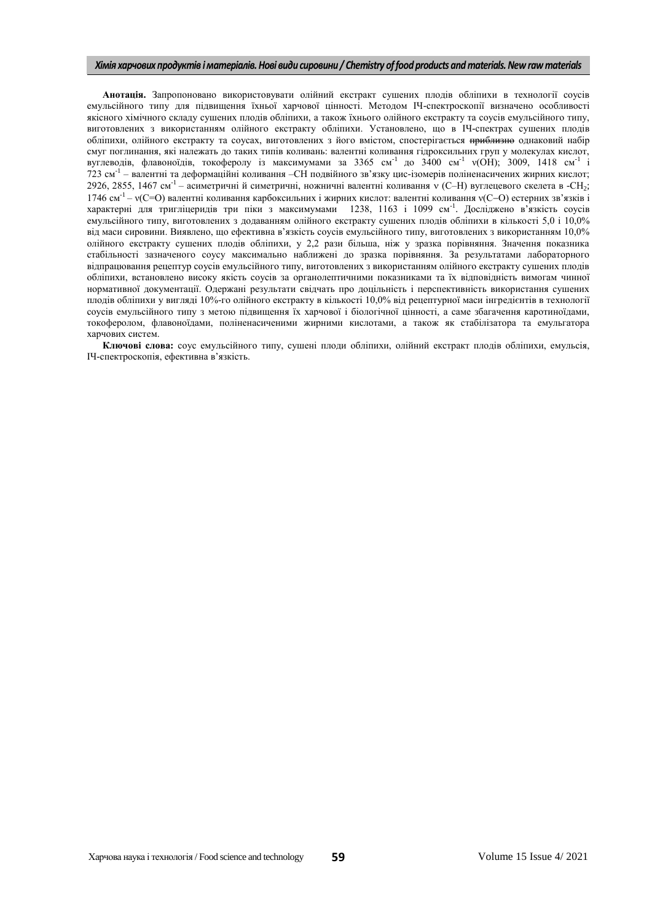**Анотація.** Запропоновано використовувати олійний екстракт сушених плодів обліпихи в технології соусів емульсійного типу для підвищення їхньої харчової цінності. Методом ІЧ-спектроскопії визначено особливості якісного хімічного складу сушених плодів обліпихи, а також їхнього олійного екстракту та соусів емульсійного типу, виготовлених з використанням олійного екстракту обліпихи. Установлено, що в ІЧ-спектрах сушених плодів обліпихи, олійного екстракту та соусах, виготовлених з його вмістом, спостерігається ~~приблизно~~ однаковий набір смуг поглинання, які належать до таких типів коливань: валентні коливання гідроксильних груп у молекулах кислот, вуглеводів, флавоноїдів, токоферолу із максимумами за 3365 $см^{-1}$ до 3400 $см^{-1}$ ν(OH); 3009, 1418 $см^{-1}$ і 723 $см^{-1}$ – валентні та деформаційні коливання –CH подвійного зв'язку цис-ізомерів поліненасичених жирних кислот; 2926, 2855, 1467 $см^{-1}$ – асиметричні й симетричні, ножничні валентні коливання ν (C–H) вуглецевого скелета в $-CH_2$; 1746 $см^{-1}$ – ν(C=O) валентні коливання карбоксильних і жирних кислот: валентні коливання ν(C–O) естерних зв'язків і характерні для тригліцеридів три піки з максимумами 1238, 1163 і 1099 $см^{-1}$. Досліджено в'язкість соусів емульсійного типу, виготовлених з додаванням олійного екстракту сушених плодів обліпихи в кількості 5,0 і 10,0% від маси сировини. Виявлено, що ефективна в'язкість соусів емульсійного типу, виготовлених з використанням 10,0% олійного екстракту сушених плодів обліпихи, у 2,2 рази більша, ніж у зразка порівняння. Значення показника стабільності зазначеного соусу максимально наближені до зразка порівняння. За результатами лабораторного відпрацювання рецептур соусів емульсійного типу, виготовлених з використанням олійного екстракту сушених плодів обліпихи, встановлено високу якість соусів за органолептичними показниками та їх відповідність вимогам чинної нормативної документації. Одержані результати свідчать про доцільність і перспективність використання сушених плодів обліпихи у вигляді 10%-го олійного екстракту в кількості 10,0% від рецептурної маси інгредієнтів в технології соусів емульсійного типу з метою підвищення їх харчової і біологічної цінності, а саме збагачення каротиноїдами, токоферолом, флавоноїдами, поліненасиченими жирними кислотами, а також як стабілізатора та емульгатора харчових систем.

**Ключові слова:** соус емульсійного типу, сушені плоди обліпихи, олійний екстракт плодів обліпихи, емульсія, ІЧ-спектроскопія, ефективна в'язкість.